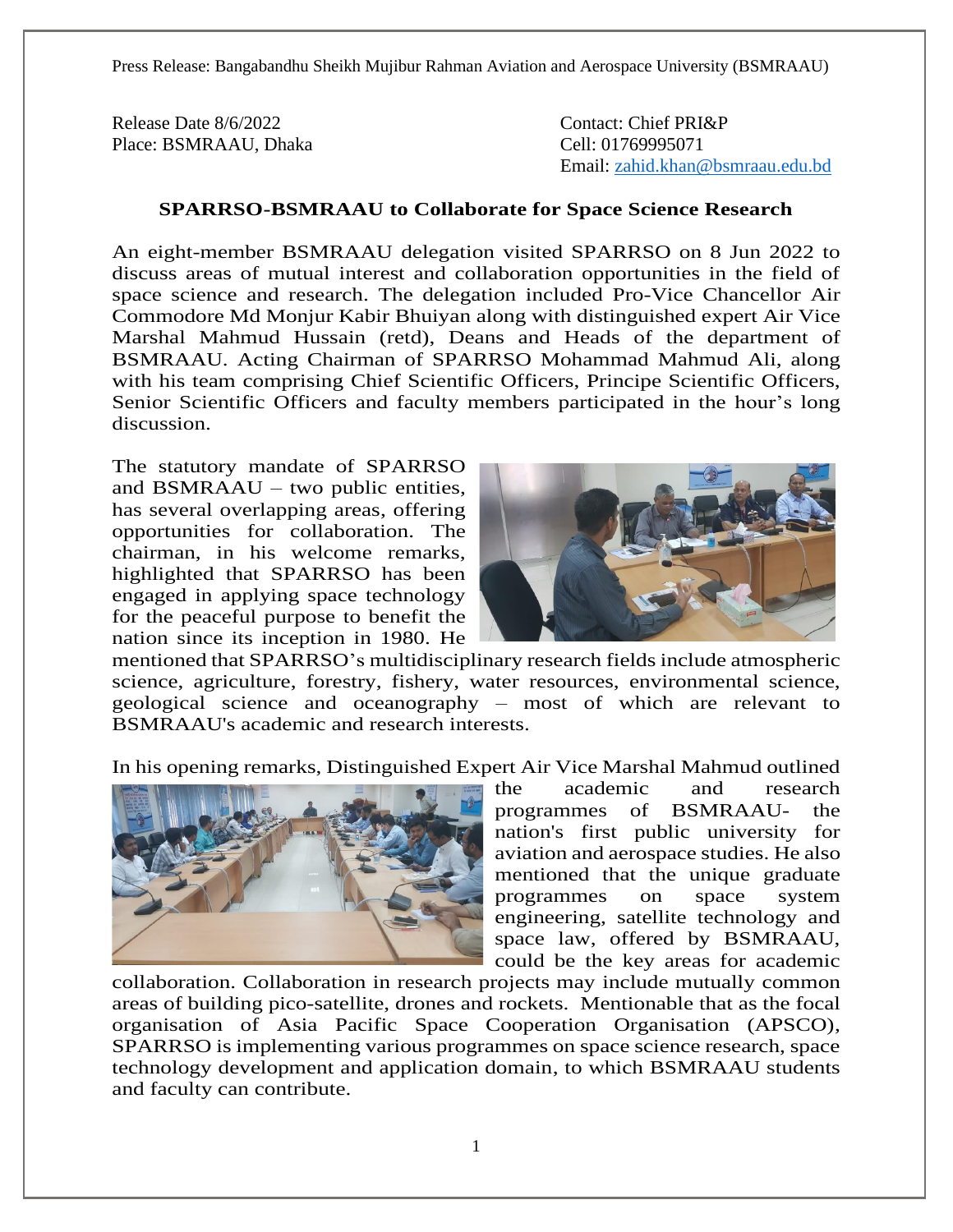Press Release: Bangabandhu Sheikh Mujibur Rahman Aviation and Aerospace University (BSMRAAU)

Release Date 8/6/2022
Place: BSMRAAU, Dhaka

Contact: Chief PRI&P
Cell: 01769995071
Email: zahid.khan@bsmraau.edu.bd

**SPARRSO-BSMRAAU to Collaborate for Space Science Research**

An eight-member BSMRAAU delegation visited SPARRSO on 8 Jun 2022 to discuss areas of mutual interest and collaboration opportunities in the field of space science and research. The delegation included Pro-Vice Chancellor Air Commodore Md Monjur Kabir Bhuiyan along with distinguished expert Air Vice Marshal Mahmud Hussain (retd), Deans and Heads of the department of BSMRAAU. Acting Chairman of SPARRSO Mohammad Mahmud Ali, along with his team comprising Chief Scientific Officers, Principe Scientific Officers, Senior Scientific Officers and faculty members participated in the hour's long discussion.

The statutory mandate of SPARRSO and BSMRAAU – two public entities, has several overlapping areas, offering opportunities for collaboration. The chairman, in his welcome remarks, highlighted that SPARRSO has been engaged in applying space technology for the peaceful purpose to benefit the nation since its inception in 1980. He mentioned that SPARRSO's multidisciplinary research fields include atmospheric science, agriculture, forestry, fishery, water resources, environmental science, geological science and oceanography – most of which are relevant to BSMRAAU's academic and research interests.

In his opening remarks, Distinguished Expert Air Vice Marshal Mahmud outlined the academic and research programmes of BSMRAAU- the nation's first public university for aviation and aerospace studies. He also mentioned that the unique graduate programmes on space system engineering, satellite technology and space law, offered by BSMRAAU, could be the key areas for academic collaboration. Collaboration in research projects may include mutually common areas of building pico-satellite, drones and rockets. Mentionable that as the focal organisation of Asia Pacific Space Cooperation Organisation (APSCO), SPARRSO is implementing various programmes on space science research, space technology development and application domain, to which BSMRAAU students and faculty can contribute.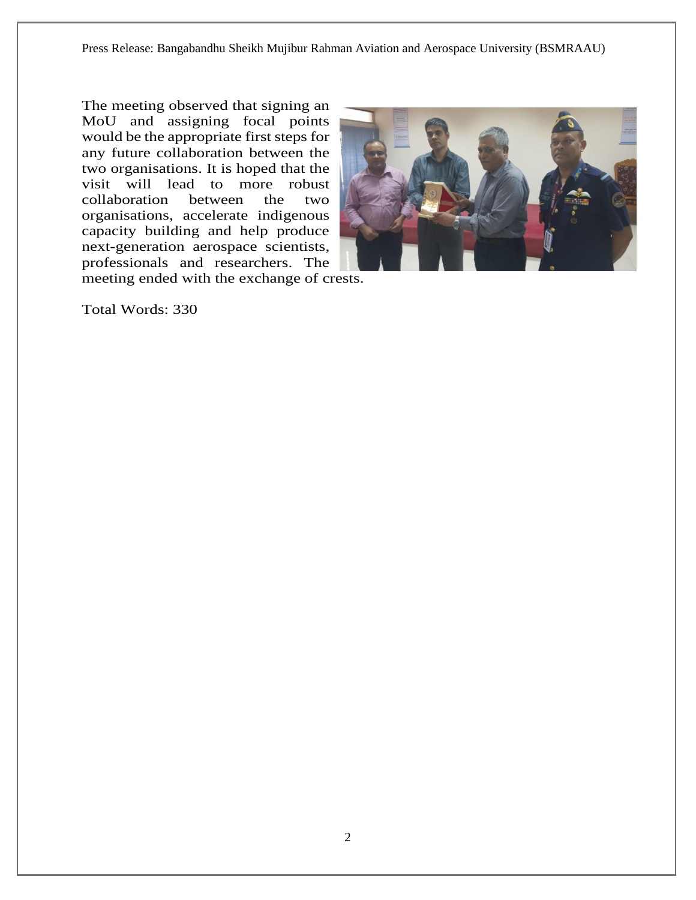The meeting observed that signing an MoU and assigning focal points would be the appropriate first steps for any future collaboration between the two organisations. It is hoped that the visit will lead to more robust collaboration between the two organisations, accelerate indigenous capacity building and help produce next-generation aerospace scientists, professionals and researchers. The meeting ended with the exchange of crests.

Total Words: 330